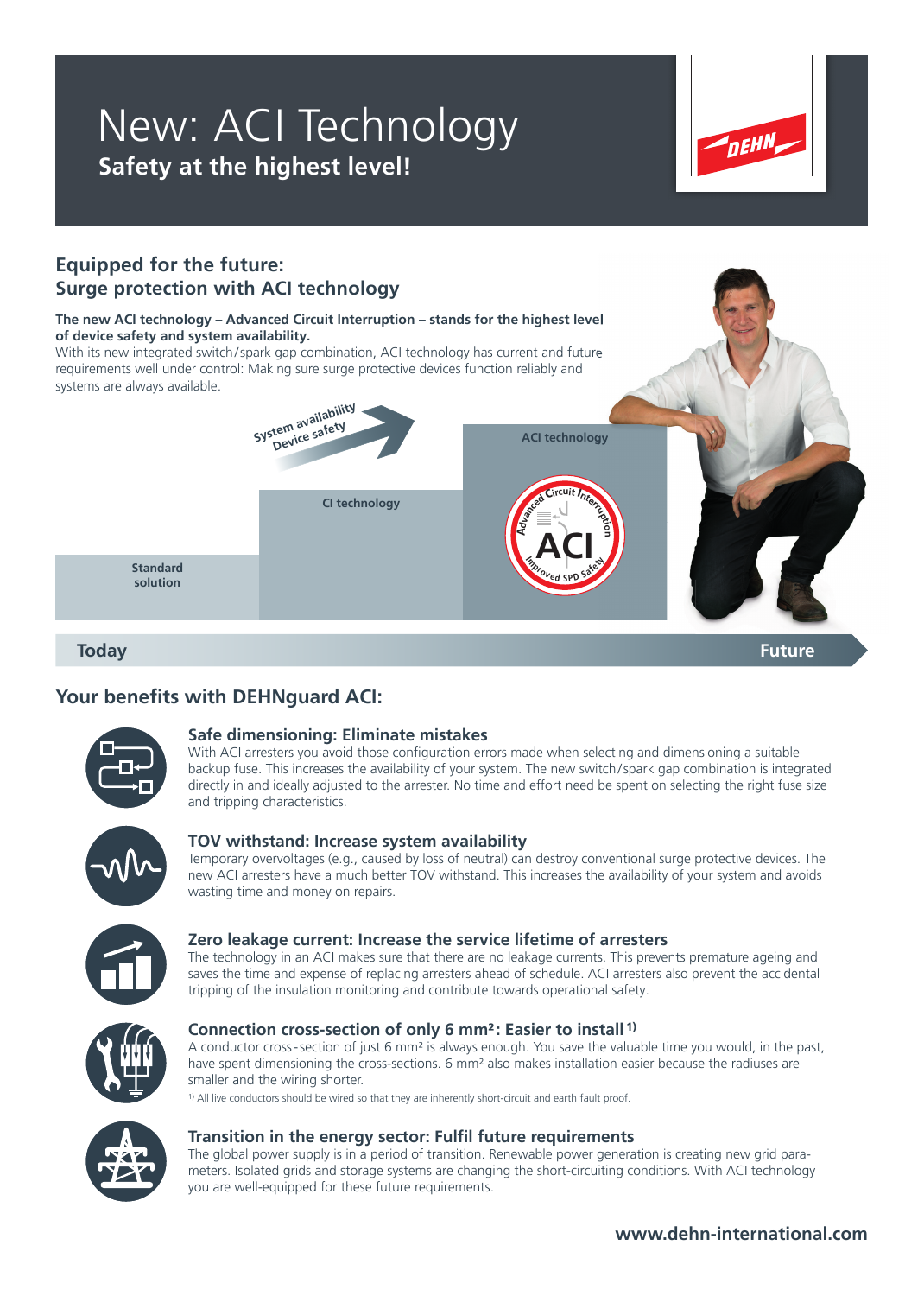# New: ACI Technology

**Safety at the highest level!**

DEHN

## Equipped for the future: Surge protection with ACI technology

**The new ACI technology – Advanced Circuit Interruption – stands for the highest level of device safety and system availability.**
With its new integrated switch/spark gap combination, ACI technology has current and future requirements well under control: Making sure surge protective devices function reliably and systems are always available.

System availability
Device safety

Standard solution | CI technology | ACI technology

Advanced Circuit Interruption – ACI – Improved SPD Safety

Today → Future

## Your benefits with DEHNguard ACI:

### Safe dimensioning: Eliminate mistakes

With ACI arresters you avoid those configuration errors made when selecting and dimensioning a suitable backup fuse. This increases the availability of your system. The new switch/spark gap combination is integrated directly in and ideally adjusted to the arrester. No time and effort need be spent on selecting the right fuse size and tripping characteristics.

### TOV withstand: Increase system availability

Temporary overvoltages (e.g., caused by loss of neutral) can destroy conventional surge protective devices. The new ACI arresters have a much better TOV withstand. This increases the availability of your system and avoids wasting time and money on repairs.

### Zero leakage current: Increase the service lifetime of arresters

The technology in an ACI makes sure that there are no leakage currents. This prevents premature ageing and saves the time and expense of replacing arresters ahead of schedule. ACI arresters also prevent the accidental tripping of the insulation monitoring and contribute towards operational safety.

### Connection cross-section of only 6 mm²: Easier to install [1)]

A conductor cross-section of just 6 mm² is always enough. You save the valuable time you would, in the past, have spent dimensioning the cross-sections. 6 mm² also makes installation easier because the radiuses are smaller and the wiring shorter.

[1)] All live conductors should be wired so that they are inherently short-circuit and earth fault proof.

### Transition in the energy sector: Fulfil future requirements

The global power supply is in a period of transition. Renewable power generation is creating new grid parameters. Isolated grids and storage systems are changing the short-circuiting conditions. With ACI technology you are well-equipped for these future requirements.

www.dehn-international.com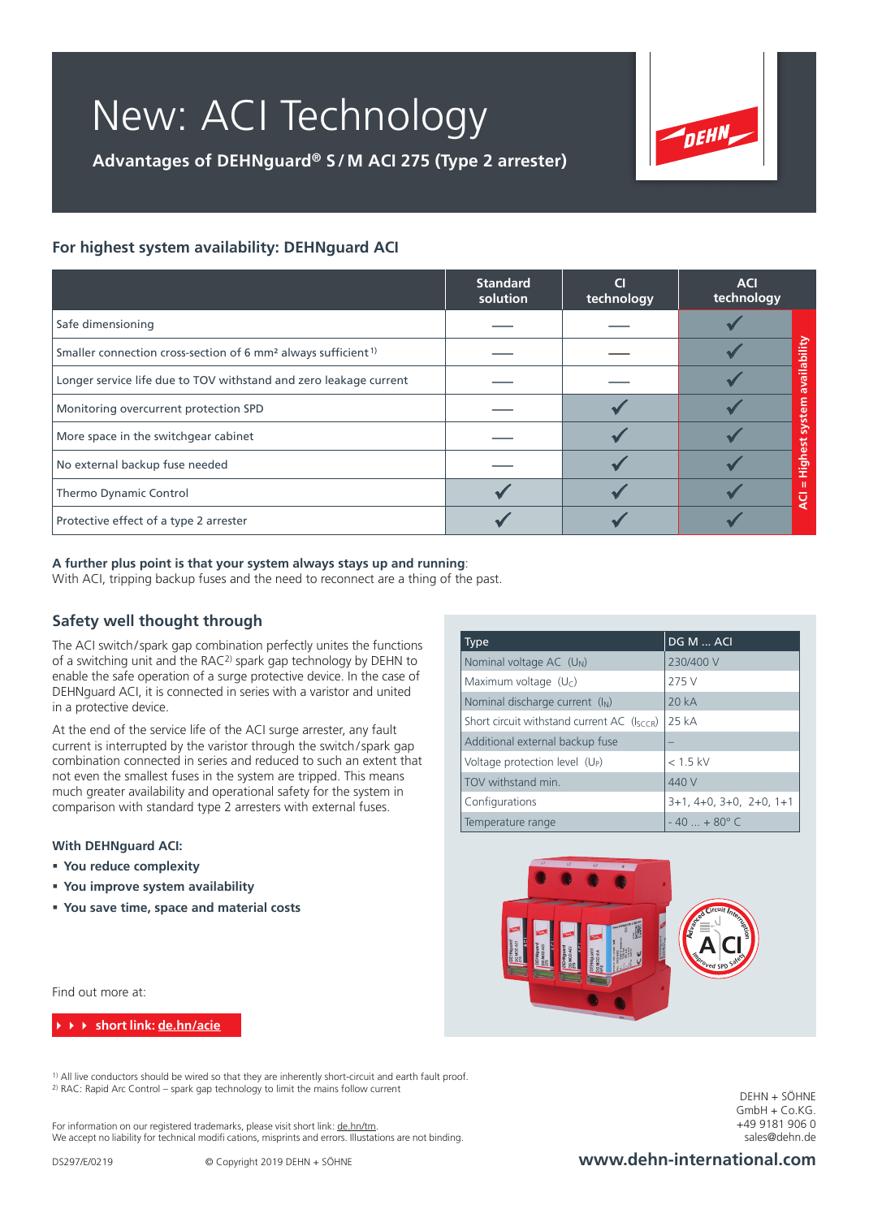# New: ACI Technology

**Advantages of DEHNguard® S / M ACI 275 (Type 2 arrester)**

### For highest system availability: DEHNguard ACI

| | Standard solution | CI technology | ACI technology |
|---|---|---|---|
| Safe dimensioning | — | — | ✓ |
| Smaller connection cross-section of 6 mm² always sufficient [1] | — | — | ✓ |
| Longer service life due to TOV withstand and zero leakage current | — | — | ✓ |
| Monitoring overcurrent protection SPD | — | ✓ | ✓ |
| More space in the switchgear cabinet | — | ✓ | ✓ |
| No external backup fuse needed | — | ✓ | ✓ |
| Thermo Dynamic Control | ✓ | ✓ | ✓ |
| Protective effect of a type 2 arrester | ✓ | ✓ | ✓ |

ACI = Highest system availability

**A further plus point is that your system always stays up and running**:
With ACI, tripping backup fuses and the need to reconnect are a thing of the past.

### Safety well thought through

The ACI switch/spark gap combination perfectly unites the functions of a switching unit and the RAC[2] spark gap technology by DEHN to enable the safe operation of a surge protective device. In the case of DEHNguard ACI, it is connected in series with a varistor and united in a protective device.

At the end of the service life of the ACI surge arrester, any fault current is interrupted by the varistor through the switch/spark gap combination connected in series and reduced to such an extent that not even the smallest fuses in the system are tripped. This means much greater availability and operational safety for the system in comparison with standard type 2 arresters with external fuses.

**With DEHNguard ACI:**

- **You reduce complexity**
- **You improve system availability**
- **You save time, space and material costs**

| Type | DG M ... ACI |
|---|---|
| Nominal voltage AC ($U_N$) | 230/400 V |
| Maximum voltage ($U_C$) | 275 V |
| Nominal discharge current ($I_N$) | 20 kA |
| Short circuit withstand current AC ($I_{SCCR}$) | 25 kA |
| Additional external backup fuse | – |
| Voltage protection level ($U_P$) | < 1.5 kV |
| TOV withstand min. | 440 V |
| Configurations | 3+1, 4+0, 3+0, 2+0, 1+1 |
| Temperature range | - 40 ... + 80° C |

Find out more at:

▸▸▸ **short link: de.hn/acie**

[1] All live conductors should be wired so that they are inherently short-circuit and earth fault proof.
[2] RAC: Rapid Arc Control – spark gap technology to limit the mains follow current

For information on our registered trademarks, please visit short link: de.hn/tm.
We accept no liability for technical modifi cations, misprints and errors. Illustrations are not binding.

DS297/E/0219 © Copyright 2019 DEHN + SÖHNE

DEHN + SÖHNE
GmbH + Co.KG.
+49 9181 906 0
sales@dehn.de

**www.dehn-international.com**